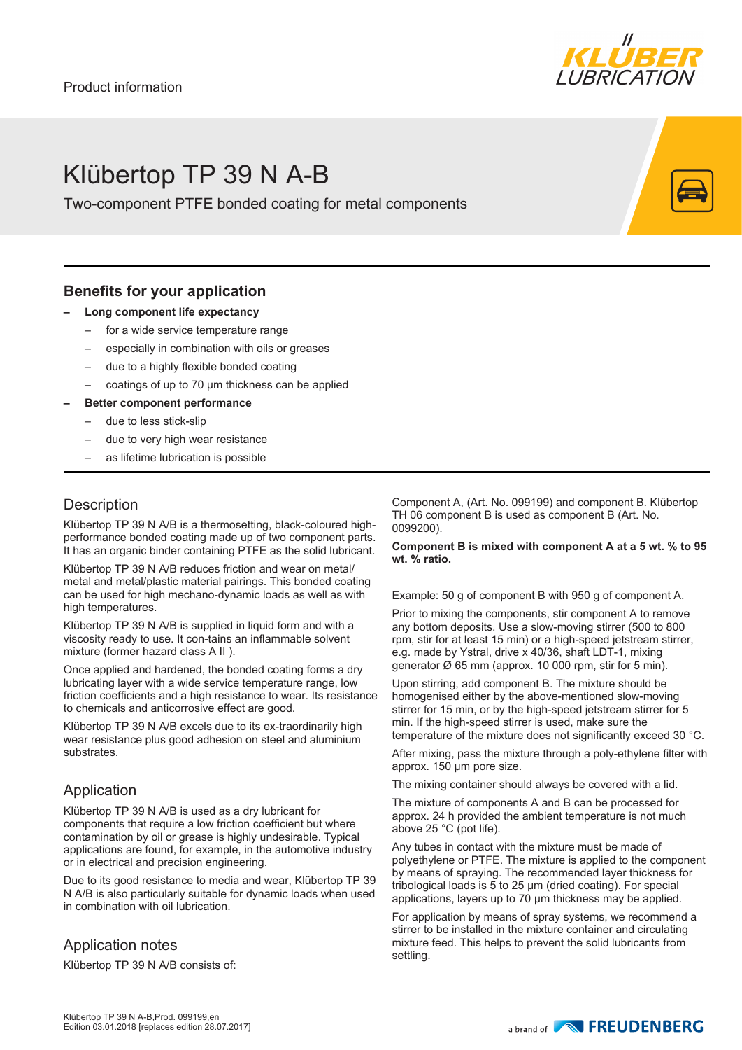Product information

# Klübertop TP 39 N A-B

Two-component PTFE bonded coating for metal components

## Benefits for your application

- **Long component life expectancy**
  - for a wide service temperature range
  - especially in combination with oils or greases
  - due to a highly flexible bonded coating
  - coatings of up to 70 µm thickness can be applied
- **Better component performance**
  - due to less stick-slip
  - due to very high wear resistance
  - as lifetime lubrication is possible

## Description

Klübertop TP 39 N A/B is a thermosetting, black-coloured high-performance bonded coating made up of two component parts. It has an organic binder containing PTFE as the solid lubricant.

Klübertop TP 39 N A/B reduces friction and wear on metal/metal and metal/plastic material pairings. This bonded coating can be used for high mechano-dynamic loads as well as with high temperatures.

Klübertop TP 39 N A/B is supplied in liquid form and with a viscosity ready to use. It con-tains an inflammable solvent mixture (former hazard class A II ).

Once applied and hardened, the bonded coating forms a dry lubricating layer with a wide service temperature range, low friction coefficients and a high resistance to wear. Its resistance to chemicals and anticorrosive effect are good.

Klübertop TP 39 N A/B excels due to its ex-traordinarily high wear resistance plus good adhesion on steel and aluminium substrates.

## Application

Klübertop TP 39 N A/B is used as a dry lubricant for components that require a low friction coefficient but where contamination by oil or grease is highly undesirable. Typical applications are found, for example, in the automotive industry or in electrical and precision engineering.

Due to its good resistance to media and wear, Klübertop TP 39 N A/B is also particularly suitable for dynamic loads when used in combination with oil lubrication.

## Application notes

Klübertop TP 39 N A/B consists of:

Component A, (Art. No. 099199) and component B. Klübertop TH 06 component B is used as component B (Art. No. 0099200).

**Component B is mixed with component A at a 5 wt. % to 95 wt. % ratio.**

Example: 50 g of component B with 950 g of component A.

Prior to mixing the components, stir component A to remove any bottom deposits. Use a slow-moving stirrer (500 to 800 rpm, stir for at least 15 min) or a high-speed jetstream stirrer, e.g. made by Ystral, drive x 40/36, shaft LDT-1, mixing generator Ø 65 mm (approx. 10 000 rpm, stir for 5 min).

Upon stirring, add component B. The mixture should be homogenised either by the above-mentioned slow-moving stirrer for 15 min, or by the high-speed jetstream stirrer for 5 min. If the high-speed stirrer is used, make sure the temperature of the mixture does not significantly exceed 30 °C.

After mixing, pass the mixture through a poly-ethylene filter with approx. 150 µm pore size.

The mixing container should always be covered with a lid.

The mixture of components A and B can be processed for approx. 24 h provided the ambient temperature is not much above 25 °C (pot life).

Any tubes in contact with the mixture must be made of polyethylene or PTFE. The mixture is applied to the component by means of spraying. The recommended layer thickness for tribological loads is 5 to 25 µm (dried coating). For special applications, layers up to 70 µm thickness may be applied.

For application by means of spray systems, we recommend a stirrer to be installed in the mixture container and circulating mixture feed. This helps to prevent the solid lubricants from settling.

Klübertop TP 39 N A-B,Prod. 099199,en
Edition 03.01.2018 [replaces edition 28.07.2017]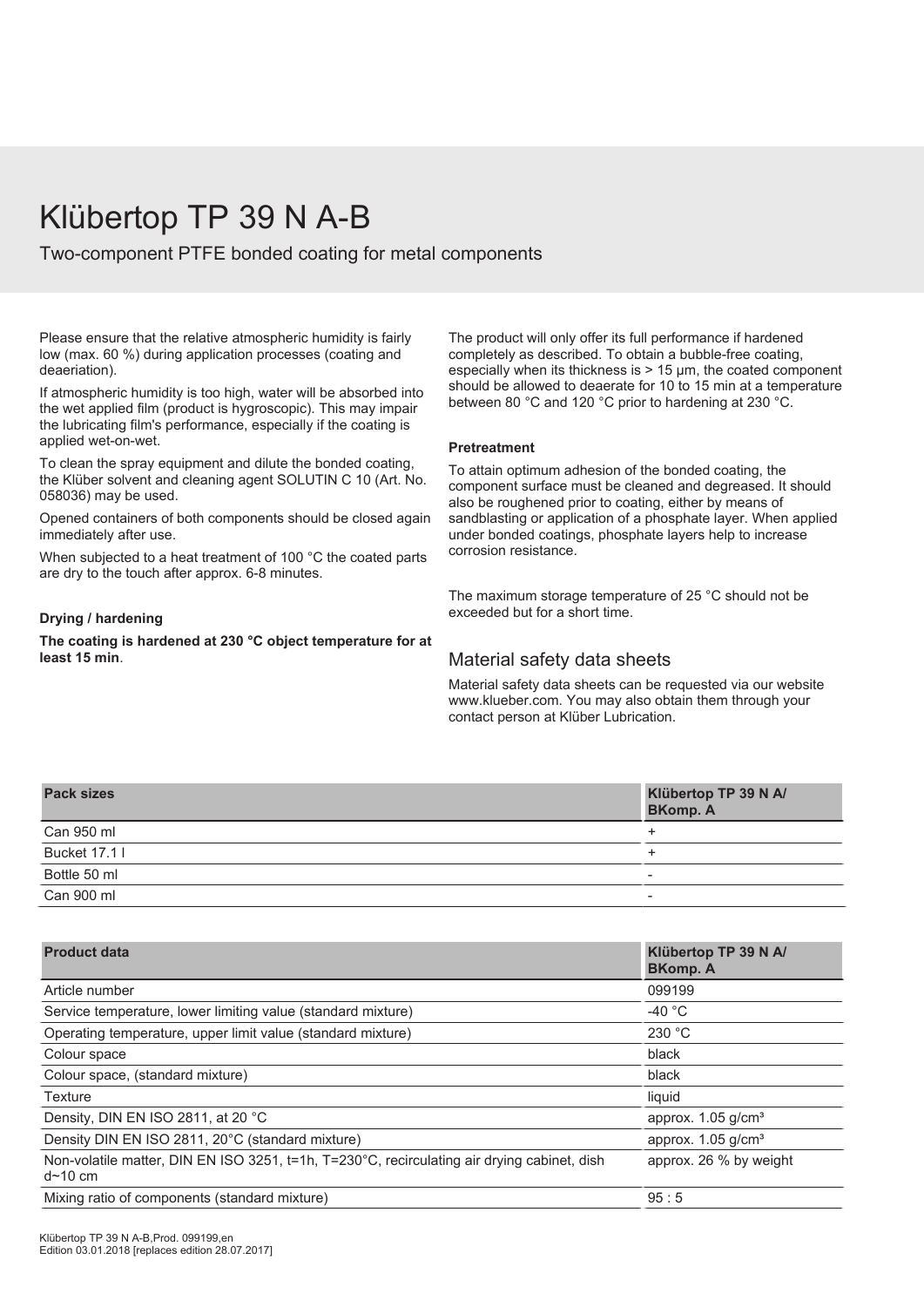# Klübertop TP 39 N A-B

Two-component PTFE bonded coating for metal components

Please ensure that the relative atmospheric humidity is fairly low (max. 60 %) during application processes (coating and deaeriation).

If atmospheric humidity is too high, water will be absorbed into the wet applied film (product is hygroscopic). This may impair the lubricating film's performance, especially if the coating is applied wet-on-wet.

To clean the spray equipment and dilute the bonded coating, the Klüber solvent and cleaning agent SOLUTIN C 10 (Art. No. 058036) may be used.

Opened containers of both components should be closed again immediately after use.

When subjected to a heat treatment of 100 °C the coated parts are dry to the touch after approx. 6-8 minutes.

**Drying / hardening**

**The coating is hardened at 230 °C object temperature for at least 15 min**.

The product will only offer its full performance if hardened completely as described. To obtain a bubble-free coating, especially when its thickness is > 15 µm, the coated component should be allowed to deaerate for 10 to 15 min at a temperature between 80 °C and 120 °C prior to hardening at 230 °C.

**Pretreatment**

To attain optimum adhesion of the bonded coating, the component surface must be cleaned and degreased. It should also be roughened prior to coating, either by means of sandblasting or application of a phosphate layer. When applied under bonded coatings, phosphate layers help to increase corrosion resistance.

The maximum storage temperature of 25 °C should not be exceeded but for a short time.

## Material safety data sheets

Material safety data sheets can be requested via our website www.klueber.com. You may also obtain them through your contact person at Klüber Lubrication.

| Pack sizes | Klübertop TP 39 N A/ BKomp. A |
|---|---|
| Can 950 ml | + |
| Bucket 17.1 l | + |
| Bottle 50 ml | - |
| Can 900 ml | - |

| Product data | Klübertop TP 39 N A/ BKomp. A |
|---|---|
| Article number | 099199 |
| Service temperature, lower limiting value (standard mixture) | -40 °C |
| Operating temperature, upper limit value (standard mixture) | 230 °C |
| Colour space | black |
| Colour space, (standard mixture) | black |
| Texture | liquid |
| Density, DIN EN ISO 2811, at 20 °C | approx. 1.05 g/cm³ |
| Density DIN EN ISO 2811, 20°C (standard mixture) | approx. 1.05 g/cm³ |
| Non-volatile matter, DIN EN ISO 3251, t=1h, T=230°C, recirculating air drying cabinet, dish d~10 cm | approx. 26 % by weight |
| Mixing ratio of components (standard mixture) | 95 : 5 |

Klübertop TP 39 N A-B,Prod. 099199,en
Edition 03.01.2018 [replaces edition 28.07.2017]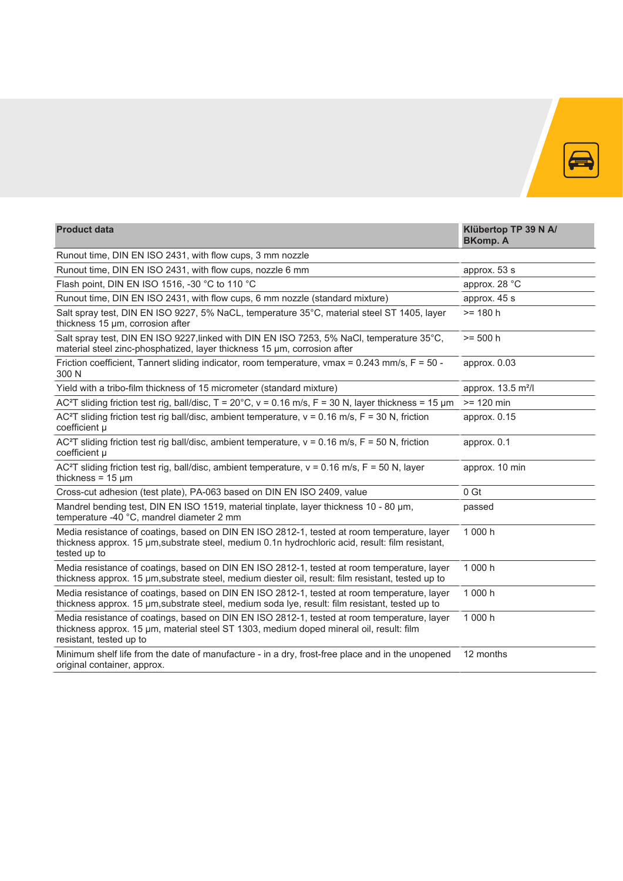| Product data | Klübertop TP 39 N A/ BKomp. A |
|---|---|
| Runout time, DIN EN ISO 2431, with flow cups, 3 mm nozzle | |
| Runout time, DIN EN ISO 2431, with flow cups, nozzle 6 mm | approx. 53 s |
| Flash point, DIN EN ISO 1516, -30 °C to 110 °C | approx. 28 °C |
| Runout time, DIN EN ISO 2431, with flow cups, 6 mm nozzle (standard mixture) | approx. 45 s |
| Salt spray test, DIN EN ISO 9227, 5% NaCL, temperature 35°C, material steel ST 1405, layer thickness 15 µm, corrosion after | >= 180 h |
| Salt spray test, DIN EN ISO 9227,linked with DIN EN ISO 7253, 5% NaCl, temperature 35°C, material steel zinc-phosphatized, layer thickness 15 µm, corrosion after | >= 500 h |
| Friction coefficient, Tannert sliding indicator, room temperature, vmax = 0.243 mm/s, F = 50 - 300 N | approx. 0.03 |
| Yield with a tribo-film thickness of 15 micrometer (standard mixture) | approx. 13.5 m²/l |
| AC²T sliding friction test rig, ball/disc, T = 20°C, v = 0.16 m/s, F = 30 N, layer thickness = 15 µm | >= 120 min |
| AC²T sliding friction test rig ball/disc, ambient temperature, v = 0.16 m/s, F = 30 N, friction coefficient µ | approx. 0.15 |
| AC²T sliding friction test rig ball/disc, ambient temperature, v = 0.16 m/s, F = 50 N, friction coefficient µ | approx. 0.1 |
| AC²T sliding friction test rig, ball/disc, ambient temperature, v = 0.16 m/s, F = 50 N, layer thickness = 15 µm | approx. 10 min |
| Cross-cut adhesion (test plate), PA-063 based on DIN EN ISO 2409, value | 0 Gt |
| Mandrel bending test, DIN EN ISO 1519, material tinplate, layer thickness 10 - 80 µm, temperature -40 °C, mandrel diameter 2 mm | passed |
| Media resistance of coatings, based on DIN EN ISO 2812-1, tested at room temperature, layer thickness approx. 15 µm,substrate steel, medium 0.1n hydrochloric acid, result: film resistant, tested up to | 1 000 h |
| Media resistance of coatings, based on DIN EN ISO 2812-1, tested at room temperature, layer thickness approx. 15 µm,substrate steel, medium diester oil, result: film resistant, tested up to | 1 000 h |
| Media resistance of coatings, based on DIN EN ISO 2812-1, tested at room temperature, layer thickness approx. 15 µm,substrate steel, medium soda lye, result: film resistant, tested up to | 1 000 h |
| Media resistance of coatings, based on DIN EN ISO 2812-1, tested at room temperature, layer thickness approx. 15 µm, material steel ST 1303, medium doped mineral oil, result: film resistant, tested up to | 1 000 h |
| Minimum shelf life from the date of manufacture - in a dry, frost-free place and in the unopened original container, approx. | 12 months |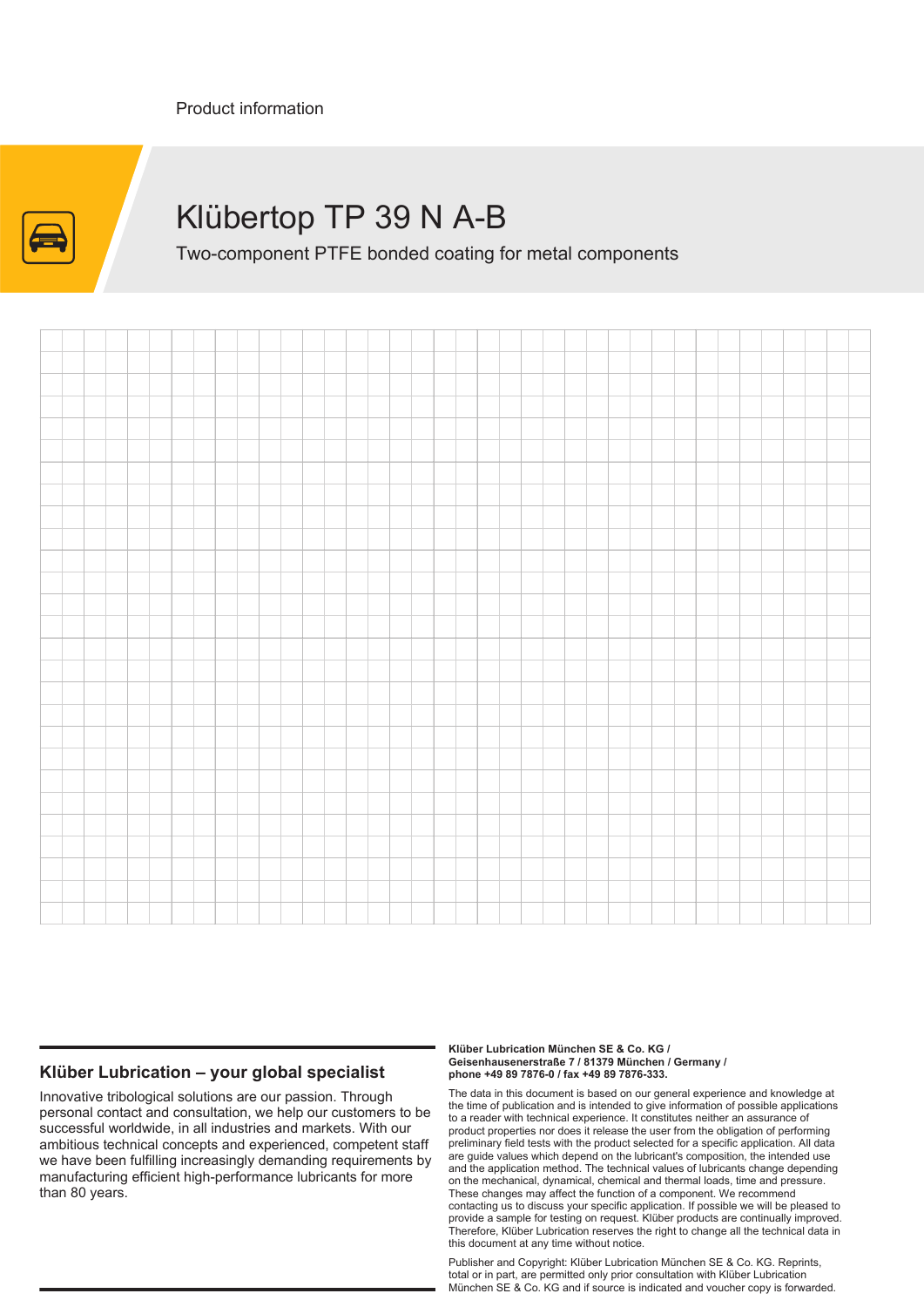Product information

# Klübertop TP 39 N A-B

Two-component PTFE bonded coating for metal components

## Klüber Lubrication – your global specialist

Innovative tribological solutions are our passion. Through personal contact and consultation, we help our customers to be successful worldwide, in all industries and markets. With our ambitious technical concepts and experienced, competent staff we have been fulfilling increasingly demanding requirements by manufacturing efficient high-performance lubricants for more than 80 years.

**Klüber Lubrication München SE & Co. KG / Geisenhausenerstraße 7 / 81379 München / Germany / phone +49 89 7876-0 / fax +49 89 7876-333.**

The data in this document is based on our general experience and knowledge at the time of publication and is intended to give information of possible applications to a reader with technical experience. It constitutes neither an assurance of product properties nor does it release the user from the obligation of performing preliminary field tests with the product selected for a specific application. All data are guide values which depend on the lubricant's composition, the intended use and the application method. The technical values of lubricants change depending on the mechanical, dynamical, chemical and thermal loads, time and pressure. These changes may affect the function of a component. We recommend contacting us to discuss your specific application. If possible we will be pleased to provide a sample for testing on request. Klüber products are continually improved. Therefore, Klüber Lubrication reserves the right to change all the technical data in this document at any time without notice.

Publisher and Copyright: Klüber Lubrication München SE & Co. KG. Reprints, total or in part, are permitted only prior consultation with Klüber Lubrication München SE & Co. KG and if source is indicated and voucher copy is forwarded.